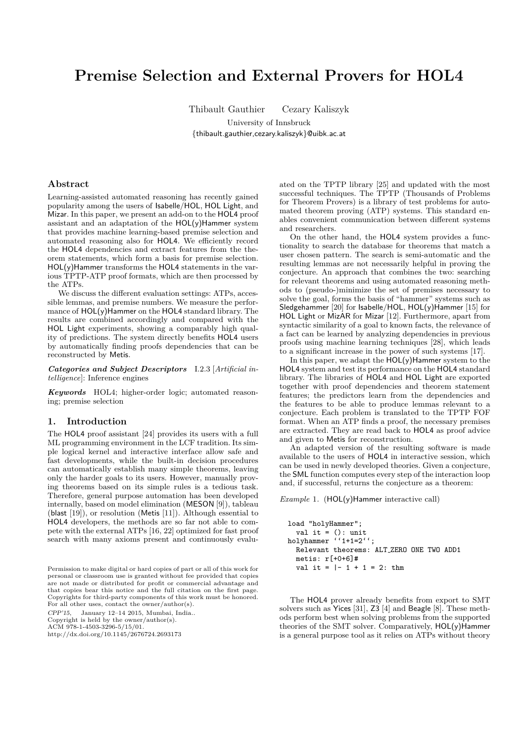# Premise Selection and External Provers for HOL4

Thibault Gauthier  Cezary Kaliszyk

University of Innsbruck

{thibault.gauthier,cezary.kaliszyk}@uibk.ac.at

## Abstract

Learning-assisted automated reasoning has recently gained popularity among the users of Isabelle/HOL, HOL Light, and Mizar. In this paper, we present an add-on to the HOL4 proof assistant and an adaptation of the HOL(y)Hammer system that provides machine learning-based premise selection and automated reasoning also for HOL4. We efficiently record the HOL4 dependencies and extract features from the theorem statements, which form a basis for premise selection. HOL(y)Hammer transforms the HOL4 statements in the various TPTP-ATP proof formats, which are then processed by the ATPs.

We discuss the different evaluation settings: ATPs, accessible lemmas, and premise numbers. We measure the performance of HOL(y)Hammer on the HOL4 standard library. The results are combined accordingly and compared with the HOL Light experiments, showing a comparably high quality of predictions. The system directly benefits HOL4 users by automatically finding proofs dependencies that can be reconstructed by Metis.

***Categories and Subject Descriptors*** I.2.3 [*Artificial intelligence*]: Inference engines

***Keywords*** HOL4; higher-order logic; automated reasoning; premise selection

## 1. Introduction

The HOL4 proof assistant [24] provides its users with a full ML programming environment in the LCF tradition. Its simple logical kernel and interactive interface allow safe and fast developments, while the built-in decision procedures can automatically establish many simple theorems, leaving only the harder goals to its users. However, manually proving theorems based on its simple rules is a tedious task. Therefore, general purpose automation has been developed internally, based on model elimination (MESON [9]), tableau (blast [19]), or resolution (Metis [11]). Although essential to HOL4 developers, the methods are so far not able to compete with the external ATPs [16, 22] optimized for fast proof search with many axioms present and continuously evaluated on the TPTP library [25] and updated with the most successful techniques. The TPTP (Thousands of Problems for Theorem Provers) is a library of test problems for automated theorem proving (ATP) systems. This standard enables convenient communication between different systems and researchers.

On the other hand, the HOL4 system provides a functionality to search the database for theorems that match a user chosen pattern. The search is semi-automatic and the resulting lemmas are not necessarily helpful in proving the conjecture. An approach that combines the two: searching for relevant theorems and using automated reasoning methods to (pseudo-)minimize the set of premises necessary to solve the goal, forms the basis of "hammer" systems such as Sledgehammer [20] for Isabelle/HOL, HOL(y)Hammer [15] for HOL Light or MizAR for Mizar [12]. Furthermore, apart from syntactic similarity of a goal to known facts, the relevance of a fact can be learned by analyzing dependencies in previous proofs using machine learning techniques [28], which leads to a significant increase in the power of such systems [17].

In this paper, we adapt the HOL(y)Hammer system to the HOL4 system and test its performance on the HOL4 standard library. The libraries of HOL4 and HOL Light are exported together with proof dependencies and theorem statement features; the predictors learn from the dependencies and the features to be able to produce lemmas relevant to a conjecture. Each problem is translated to the TPTP FOF format. When an ATP finds a proof, the necessary premises are extracted. They are read back to HOL4 as proof advice and given to Metis for reconstruction.

An adapted version of the resulting software is made available to the users of HOL4 in interactive session, which can be used in newly developed theories. Given a conjecture, the SML function computes every step of the interaction loop and, if successful, returns the conjecture as a theorem:

*Example* 1. (HOL(y)Hammer interactive call)

```
load "holyHammer";
  val it = (): unit
holyhammer ``1+1=2``;
  Relevant theorems: ALT_ZERO ONE TWO ADD1
  metis: r[+0+6]#
  val it = |- 1 + 1 = 2: thm
```

The HOL4 prover already benefits from export to SMT solvers such as Yices [31], Z3 [4] and Beagle [8]. These methods perform best when solving problems from the supported theories of the SMT solver. Comparatively, HOL(y)Hammer is a general purpose tool as it relies on ATPs without theory

Permission to make digital or hard copies of part or all of this work for personal or classroom use is granted without fee provided that copies are not made or distributed for profit or commercial advantage and that copies bear this notice and the full citation on the first page. Copyrights for third-party components of this work must be honored. For all other uses, contact the owner/author(s).
*CPP'15*, January 12–14 2015, Mumbai, India..
Copyright is held by the owner/author(s).
ACM 978-1-4503-3296-5/15/01.
http://dx.doi.org/10.1145/2676724.2693173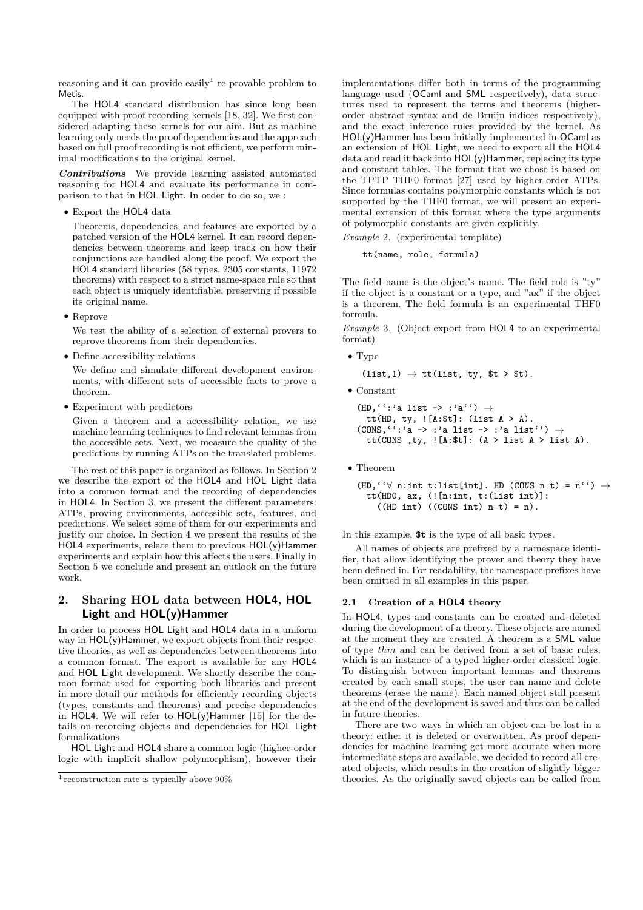reasoning and it can provide easily[1] re-provable problem to Metis.

The HOL4 standard distribution has since long been equipped with proof recording kernels [18, 32]. We first considered adapting these kernels for our aim. But as machine learning only needs the proof dependencies and the approach based on full proof recording is not efficient, we perform minimal modifications to the original kernel.

***Contributions*** We provide learning assisted automated reasoning for HOL4 and evaluate its performance in comparison to that in HOL Light. In order to do so, we :

- Export the HOL4 data

  Theorems, dependencies, and features are exported by a patched version of the HOL4 kernel. It can record dependencies between theorems and keep track on how their conjunctions are handled along the proof. We export the HOL4 standard libraries (58 types, 2305 constants, 11972 theorems) with respect to a strict name-space rule so that each object is uniquely identifiable, preserving if possible its original name.

- Reprove

  We test the ability of a selection of external provers to reprove theorems from their dependencies.

- Define accessibility relations

  We define and simulate different development environments, with different sets of accessible facts to prove a theorem.

- Experiment with predictors

  Given a theorem and a accessibility relation, we use machine learning techniques to find relevant lemmas from the accessible sets. Next, we measure the quality of the predictions by running ATPs on the translated problems.

The rest of this paper is organized as follows. In Section 2 we describe the export of the HOL4 and HOL Light data into a common format and the recording of dependencies in HOL4. In Section 3, we present the different parameters: ATPs, proving environments, accessible sets, features, and predictions. We select some of them for our experiments and justify our choice. In Section 4 we present the results of the HOL4 experiments, relate them to previous HOL(y)Hammer experiments and explain how this affects the users. Finally in Section 5 we conclude and present an outlook on the future work.

## 2. Sharing HOL data between HOL4, HOL Light and HOL(y)Hammer

In order to process HOL Light and HOL4 data in a uniform way in HOL(y)Hammer, we export objects from their respective theories, as well as dependencies between theorems into a common format. The export is available for any HOL4 and HOL Light development. We shortly describe the common format used for exporting both libraries and present in more detail our methods for efficiently recording objects (types, constants and theorems) and precise dependencies in HOL4. We will refer to HOL(y)Hammer [15] for the details on recording objects and dependencies for HOL Light formalizations.

HOL Light and HOL4 share a common logic (higher-order logic with implicit shallow polymorphism), however their implementations differ both in terms of the programming language used (OCaml and SML respectively), data structures used to represent the terms and theorems (higher-order abstract syntax and de Bruijn indices respectively), and the exact inference rules provided by the kernel. As HOL(y)Hammer has been initially implemented in OCaml as an extension of HOL Light, we need to export all the HOL4 data and read it back into HOL(y)Hammer, replacing its type and constant tables. The format that we chose is based on the TPTP THF0 format [27] used by higher-order ATPs. Since formulas contains polymorphic constants which is not supported by the THF0 format, we will present an experimental extension of this format where the type arguments of polymorphic constants are given explicitly.

*Example* 2. (experimental template)

```
tt(name, role, formula)
```

The field name is the object's name. The field role is "ty" if the object is a constant or a type, and "ax" if the object is a theorem. The field formula is an experimental THF0 formula.

*Example* 3. (Object export from HOL4 to an experimental format)

- Type

  ```
  (list,1) → tt(list, ty, $t > $t).
  ```

- Constant

  ```
  (HD,``:'a list -> :'a``) →
    tt(HD, ty, ![A:$t]: (list A > A).
  (CONS,``:'a -> :'a list -> :'a list``) →
    tt(CONS ,ty, ![A:$t]: (A > list A > list A).
  ```

- Theorem

  ```
  (HD,``∀ n:int t:list[int]. HD (CONS n t) = n``) →
    tt(HD0, ax, (![n:int, t:(list int)]:
      ((HD int) ((CONS int) n t) = n).
  ```

In this example, $t is the type of all basic types.

All names of objects are prefixed by a namespace identifier, that allow identifying the prover and theory they have been defined in. For readability, the namespace prefixes have been omitted in all examples in this paper.

### 2.1 Creation of a HOL4 theory

In HOL4, types and constants can be created and deleted during the development of a theory. These objects are named at the moment they are created. A theorem is a SML value of type *thm* and can be derived from a set of basic rules, which is an instance of a typed higher-order classical logic. To distinguish between important lemmas and theorems created by each small steps, the user can name and delete theorems (erase the name). Each named object still present at the end of the development is saved and thus can be called in future theories.

There are two ways in which an object can be lost in a theory: either it is deleted or overwritten. As proof dependencies for machine learning get more accurate when more intermediate steps are available, we decided to record all created objects, which results in the creation of slightly bigger theories. As the originally saved objects can be called from

[1] reconstruction rate is typically above 90%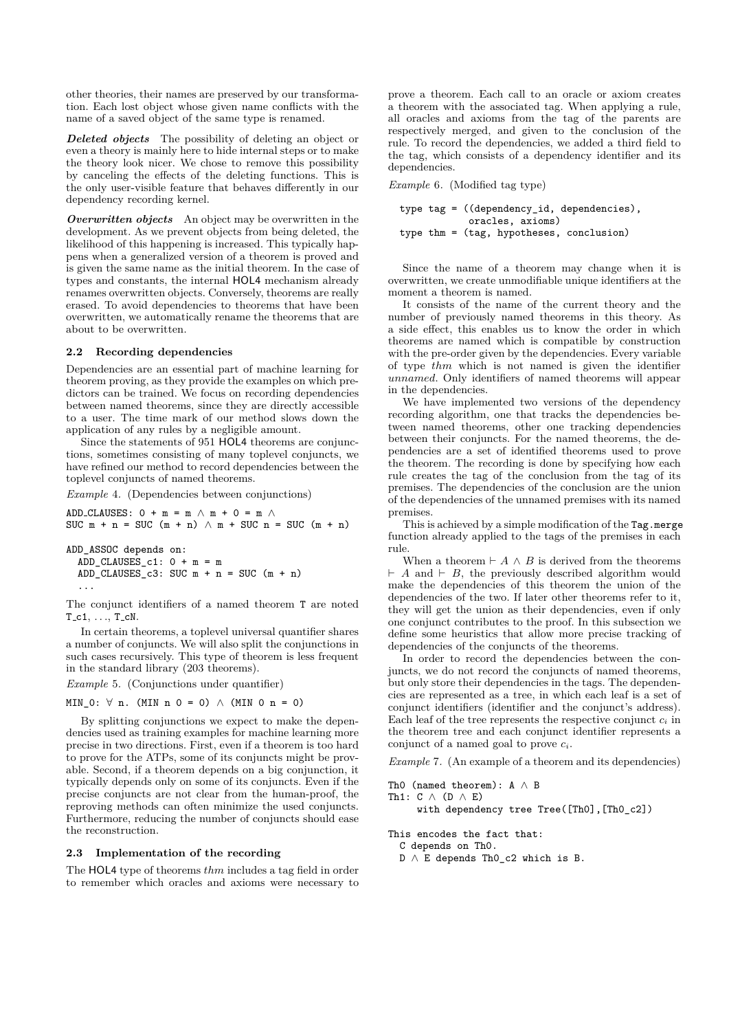other theories, their names are preserved by our transformation. Each lost object whose given name conflicts with the name of a saved object of the same type is renamed.

***Deleted objects*** The possibility of deleting an object or even a theory is mainly here to hide internal steps or to make the theory look nicer. We chose to remove this possibility by canceling the effects of the deleting functions. This is the only user-visible feature that behaves differently in our dependency recording kernel.

***Overwritten objects*** An object may be overwritten in the development. As we prevent objects from being deleted, the likelihood of this happening is increased. This typically happens when a generalized version of a theorem is proved and is given the same name as the initial theorem. In the case of types and constants, the internal HOL4 mechanism already renames overwritten objects. Conversely, theorems are really erased. To avoid dependencies to theorems that have been overwritten, we automatically rename the theorems that are about to be overwritten.

### 2.2 Recording dependencies

Dependencies are an essential part of machine learning for theorem proving, as they provide the examples on which predictors can be trained. We focus on recording dependencies between named theorems, since they are directly accessible to a user. The time mark of our method slows down the application of any rules by a negligible amount.

Since the statements of 951 HOL4 theorems are conjunctions, sometimes consisting of many toplevel conjuncts, we have refined our method to record dependencies between the toplevel conjuncts of named theorems.

*Example* 4. (Dependencies between conjunctions)

```
ADD_CLAUSES: 0 + m = m ∧ m + 0 = m ∧
SUC m + n = SUC (m + n) ∧ m + SUC n = SUC (m + n)

ADD_ASSOC depends on:
  ADD_CLAUSES_c1: 0 + m = m
  ADD_CLAUSES_c3: SUC m + n = SUC (m + n)
  ...
```

The conjunct identifiers of a named theorem T are noted T_c1, ..., T_cN.

In certain theorems, a toplevel universal quantifier shares a number of conjuncts. We will also split the conjunctions in such cases recursively. This type of theorem is less frequent in the standard library (203 theorems).

*Example* 5. (Conjunctions under quantifier)

```
MIN_0: ∀ n. (MIN n 0 = 0) ∧ (MIN 0 n = 0)
```

By splitting conjunctions we expect to make the dependencies used as training examples for machine learning more precise in two directions. First, even if a theorem is too hard to prove for the ATPs, some of its conjuncts might be provable. Second, if a theorem depends on a big conjunction, it typically depends only on some of its conjuncts. Even if the precise conjuncts are not clear from the human-proof, the reproving methods can often minimize the used conjuncts. Furthermore, reducing the number of conjuncts should ease the reconstruction.

### 2.3 Implementation of the recording

The HOL4 type of theorems *thm* includes a tag field in order to remember which oracles and axioms were necessary to prove a theorem. Each call to an oracle or axiom creates a theorem with the associated tag. When applying a rule, all oracles and axioms from the tag of the parents are respectively merged, and given to the conclusion of the rule. To record the dependencies, we added a third field to the tag, which consists of a dependency identifier and its dependencies.

*Example* 6. (Modified tag type)

```
type tag = ((dependency_id, dependencies),
            oracles, axioms)
type thm = (tag, hypotheses, conclusion)
```

Since the name of a theorem may change when it is overwritten, we create unmodifiable unique identifiers at the moment a theorem is named.

It consists of the name of the current theory and the number of previously named theorems in this theory. As a side effect, this enables us to know the order in which theorems are named which is compatible by construction with the pre-order given by the dependencies. Every variable of type *thm* which is not named is given the identifier *unnamed*. Only identifiers of named theorems will appear in the dependencies.

We have implemented two versions of the dependency recording algorithm, one that tracks the dependencies between named theorems, other one tracking dependencies between their conjuncts. For the named theorems, the dependencies are a set of identified theorems used to prove the theorem. The recording is done by specifying how each rule creates the tag of the conclusion from the tag of its premises. The dependencies of the conclusion are the union of the dependencies of the unnamed premises with its named premises.

This is achieved by a simple modification of the `Tag.merge` function already applied to the tags of the premises in each rule.

When a theorem $\vdash A \wedge B$ is derived from the theorems $\vdash A$ and $\vdash B$, the previously described algorithm would make the dependencies of this theorem the union of the dependencies of the two. If later other theorems refer to it, they will get the union as their dependencies, even if only one conjunct contributes to the proof. In this subsection we define some heuristics that allow more precise tracking of dependencies of the conjuncts of the theorems.

In order to record the dependencies between the conjuncts, we do not record the conjuncts of named theorems, but only store their dependencies in the tags. The dependencies are represented as a tree, in which each leaf is a set of conjunct identifiers (identifier and the conjunct's address). Each leaf of the tree represents the respective conjunct $c_i$ in the theorem tree and each conjunct identifier represents a conjunct of a named goal to prove $c_i$.

*Example* 7. (An example of a theorem and its dependencies)

```
Th0 (named theorem): A ∧ B
Th1: C ∧ (D ∧ E)
     with dependency tree Tree([Th0],[Th0_c2])

This encodes the fact that:
  C depends on Th0.
  D ∧ E depends Th0_c2 which is B.
```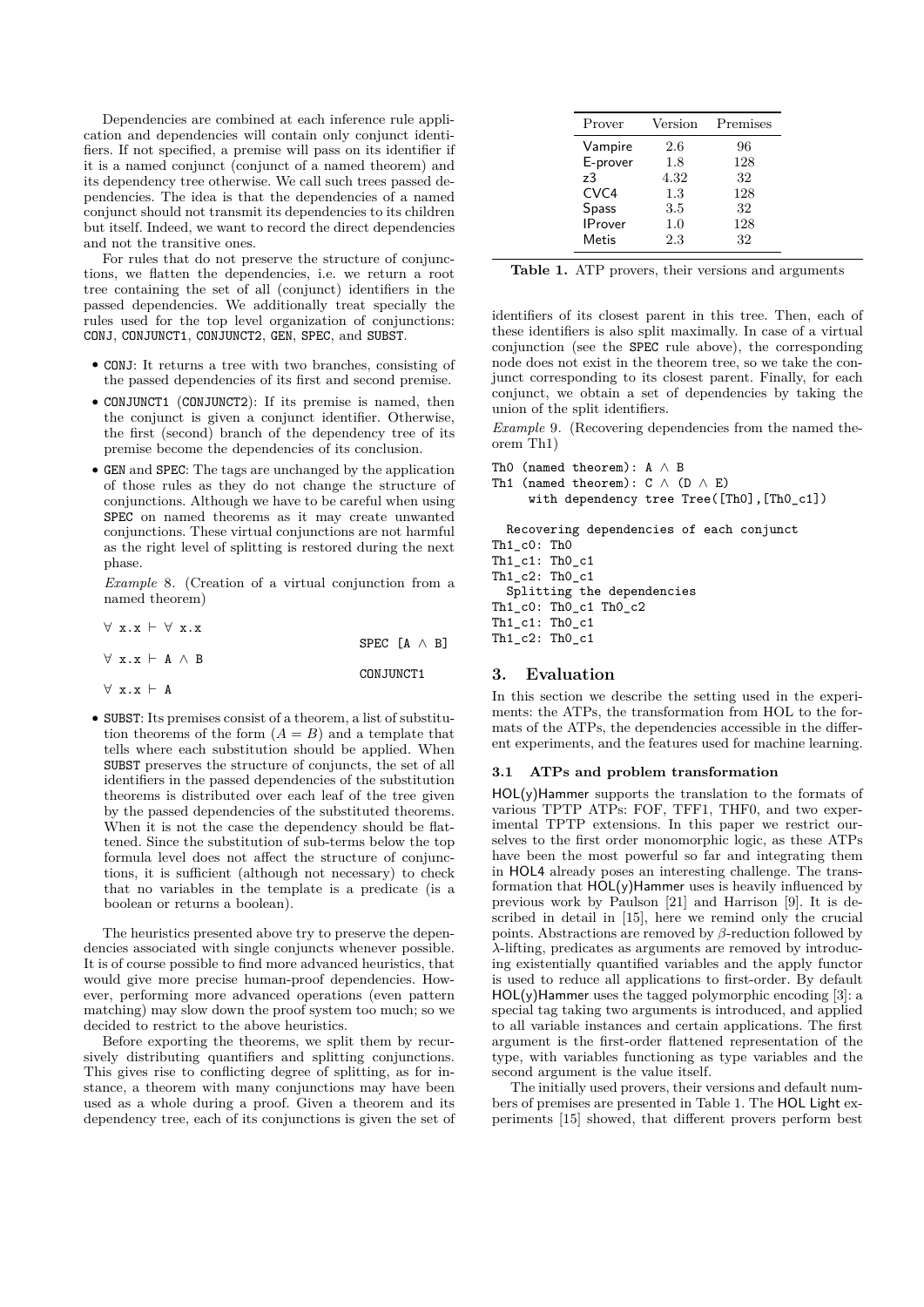Dependencies are combined at each inference rule application and dependencies will contain only conjunct identifiers. If not specified, a premise will pass on its identifier if it is a named conjunct (conjunct of a named theorem) and its dependency tree otherwise. We call such trees passed dependencies. The idea is that the dependencies of a named conjunct should not transmit its dependencies to its children but itself. Indeed, we want to record the direct dependencies and not the transitive ones.

For rules that do not preserve the structure of conjunctions, we flatten the dependencies, i.e. we return a root tree containing the set of all (conjunct) identifiers in the passed dependencies. We additionally treat specially the rules used for the top level organization of conjunctions: CONJ, CONJUNCT1, CONJUNCT2, GEN, SPEC, and SUBST.

- CONJ: It returns a tree with two branches, consisting of the passed dependencies of its first and second premise.
- CONJUNCT1 (CONJUNCT2): If its premise is named, then the conjunct is given a conjunct identifier. Otherwise, the first (second) branch of the dependency tree of its premise become the dependencies of its conclusion.
- GEN and SPEC: The tags are unchanged by the application of those rules as they do not change the structure of conjunctions. Although we have to be careful when using SPEC on named theorems as it may create unwanted conjunctions. These virtual conjunctions are not harmful as the right level of splitting is restored during the next phase.

  *Example* 8. (Creation of a virtual conjunction from a named theorem)

  ```
  ∀ x.x ⊢ ∀ x.x
                              SPEC [A ∧ B]
  ∀ x.x ⊢ A ∧ B
                              CONJUNCT1
  ∀ x.x ⊢ A
  ```

- SUBST: Its premises consist of a theorem, a list of substitution theorems of the form $(A = B)$ and a template that tells where each substitution should be applied. When SUBST preserves the structure of conjuncts, the set of all identifiers in the passed dependencies of the substitution theorems is distributed over each leaf of the tree given by the passed dependencies of the substituted theorems. When it is not the case the dependency should be flattened. Since the substitution of sub-terms below the top formula level does not affect the structure of conjunctions, it is sufficient (although not necessary) to check that no variables in the template is a predicate (is a boolean or returns a boolean).

The heuristics presented above try to preserve the dependencies associated with single conjuncts whenever possible. It is of course possible to find more advanced heuristics, that would give more precise human-proof dependencies. However, performing more advanced operations (even pattern matching) may slow down the proof system too much; so we decided to restrict to the above heuristics.

Before exporting the theorems, we split them by recursively distributing quantifiers and splitting conjunctions. This gives rise to conflicting degree of splitting, as for instance, a theorem with many conjunctions may have been used as a whole during a proof. Given a theorem and its dependency tree, each of its conjunctions is given the set of identifiers of its closest parent in this tree. Then, each of these identifiers is also split maximally. In case of a virtual conjunction (see the SPEC rule above), the corresponding node does not exist in the theorem tree, so we take the conjunct corresponding to its closest parent. Finally, for each conjunct, we obtain a set of dependencies by taking the union of the split identifiers.

| Prover | Version | Premises |
|---|---|---|
| Vampire | 2.6 | 96 |
| E-prover | 1.8 | 128 |
| z3 | 4.32 | 32 |
| CVC4 | 1.3 | 128 |
| Spass | 3.5 | 32 |
| IProver | 1.0 | 128 |
| Metis | 2.3 | 32 |

**Table 1.** ATP provers, their versions and arguments

*Example* 9. (Recovering dependencies from the named theorem Th1)

```
Th0 (named theorem): A ∧ B
Th1 (named theorem): C ∧ (D ∧ E)
     with dependency tree Tree([Th0],[Th0_c1])

  Recovering dependencies of each conjunct
Th1_c0: Th0
Th1_c1: Th0_c1
Th1_c2: Th0_c1
  Splitting the dependencies
Th1_c0: Th0_c1 Th0_c2
Th1_c1: Th0_c1
Th1_c2: Th0_c1
```

## 3. Evaluation

In this section we describe the setting used in the experiments: the ATPs, the transformation from HOL to the formats of the ATPs, the dependencies accessible in the different experiments, and the features used for machine learning.

### 3.1 ATPs and problem transformation

HOL(y)Hammer supports the translation to the formats of various TPTP ATPs: FOF, TFF1, THF0, and two experimental TPTP extensions. In this paper we restrict ourselves to the first order monomorphic logic, as these ATPs have been the most powerful so far and integrating them in HOL4 already poses an interesting challenge. The transformation that HOL(y)Hammer uses is heavily influenced by previous work by Paulson [21] and Harrison [9]. It is described in detail in [15], here we remind only the crucial points. Abstractions are removed by $\beta$-reduction followed by $\lambda$-lifting, predicates as arguments are removed by introducing existentially quantified variables and the apply functor is used to reduce all applications to first-order. By default HOL(y)Hammer uses the tagged polymorphic encoding [3]: a special tag taking two arguments is introduced, and applied to all variable instances and certain applications. The first argument is the first-order flattened representation of the type, with variables functioning as type variables and the second argument is the value itself.

The initially used provers, their versions and default numbers of premises are presented in Table 1. The HOL Light experiments [15] showed, that different provers perform best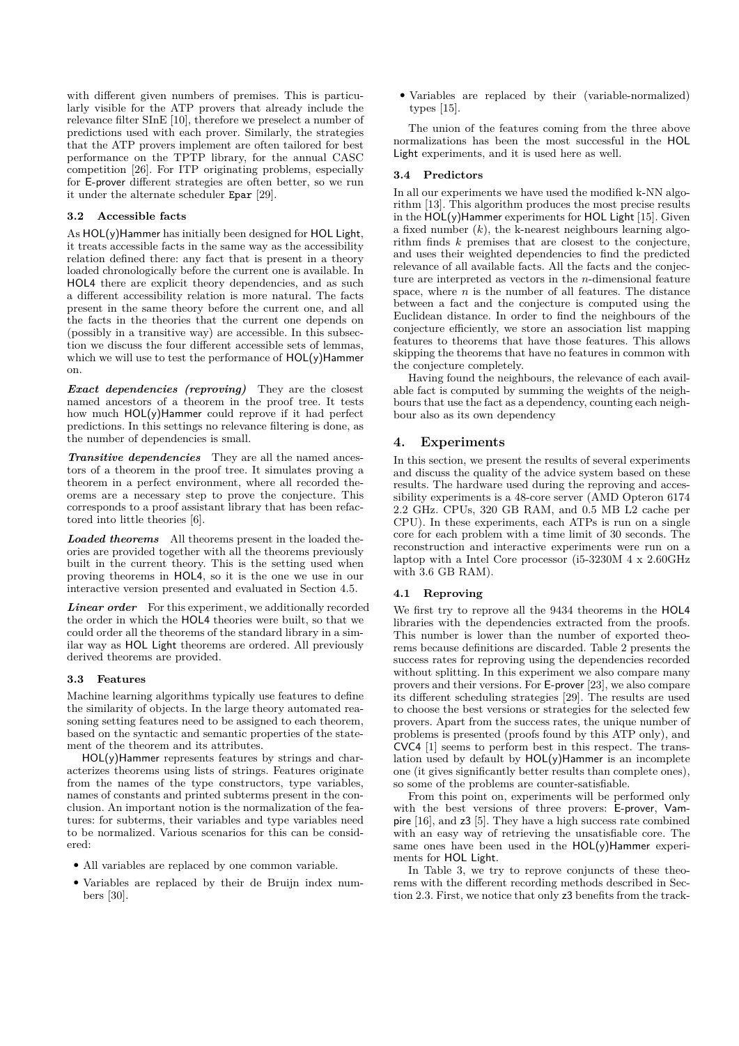with different given numbers of premises. This is particularly visible for the ATP provers that already include the relevance filter SInE [10], therefore we preselect a number of predictions used with each prover. Similarly, the strategies that the ATP provers implement are often tailored for best performance on the TPTP library, for the annual CASC competition [26]. For ITP originating problems, especially for E-prover different strategies are often better, so we run it under the alternate scheduler Epar [29].

### 3.2 Accessible facts

As HOL(y)Hammer has initially been designed for HOL Light, it treats accessible facts in the same way as the accessibility relation defined there: any fact that is present in a theory loaded chronologically before the current one is available. In HOL4 there are explicit theory dependencies, and as such a different accessibility relation is more natural. The facts present in the same theory before the current one, and all the facts in the theories that the current one depends on (possibly in a transitive way) are accessible. In this subsection we discuss the four different accessible sets of lemmas, which we will use to test the performance of HOL(y)Hammer on.

***Exact dependencies (reproving)*** They are the closest named ancestors of a theorem in the proof tree. It tests how much HOL(y)Hammer could reprove if it had perfect predictions. In this settings no relevance filtering is done, as the number of dependencies is small.

***Transitive dependencies*** They are all the named ancestors of a theorem in the proof tree. It simulates proving a theorem in a perfect environment, where all recorded theorems are a necessary step to prove the conjecture. This corresponds to a proof assistant library that has been refactored into little theories [6].

***Loaded theorems*** All theorems present in the loaded theories are provided together with all the theorems previously built in the current theory. This is the setting used when proving theorems in HOL4, so it is the one we use in our interactive version presented and evaluated in Section 4.5.

***Linear order*** For this experiment, we additionally recorded the order in which the HOL4 theories were built, so that we could order all the theorems of the standard library in a similar way as HOL Light theorems are ordered. All previously derived theorems are provided.

### 3.3 Features

Machine learning algorithms typically use features to define the similarity of objects. In the large theory automated reasoning setting features need to be assigned to each theorem, based on the syntactic and semantic properties of the statement of the theorem and its attributes.

HOL(y)Hammer represents features by strings and characterizes theorems using lists of strings. Features originate from the names of the type constructors, type variables, names of constants and printed subterms present in the conclusion. An important notion is the normalization of the features: for subterms, their variables and type variables need to be normalized. Various scenarios for this can be considered:

- All variables are replaced by one common variable.
- Variables are replaced by their de Bruijn index numbers [30].
- Variables are replaced by their (variable-normalized) types [15].

The union of the features coming from the three above normalizations has been the most successful in the HOL Light experiments, and it is used here as well.

### 3.4 Predictors

In all our experiments we have used the modified k-NN algorithm [13]. This algorithm produces the most precise results in the HOL(y)Hammer experiments for HOL Light [15]. Given a fixed number ($k$), the k-nearest neighbours learning algorithm finds $k$ premises that are closest to the conjecture, and uses their weighted dependencies to find the predicted relevance of all available facts. All the facts and the conjecture are interpreted as vectors in the $n$-dimensional feature space, where $n$ is the number of all features. The distance between a fact and the conjecture is computed using the Euclidean distance. In order to find the neighbours of the conjecture efficiently, we store an association list mapping features to theorems that have those features. This allows skipping the theorems that have no features in common with the conjecture completely.

Having found the neighbours, the relevance of each available fact is computed by summing the weights of the neighbours that use the fact as a dependency, counting each neighbour also as its own dependency

## 4. Experiments

In this section, we present the results of several experiments and discuss the quality of the advice system based on these results. The hardware used during the reproving and accessibility experiments is a 48-core server (AMD Opteron 6174 2.2 GHz. CPUs, 320 GB RAM, and 0.5 MB L2 cache per CPU). In these experiments, each ATPs is run on a single core for each problem with a time limit of 30 seconds. The reconstruction and interactive experiments were run on a laptop with a Intel Core processor (i5-3230M 4 x 2.60GHz with 3.6 GB RAM).

### 4.1 Reproving

We first try to reprove all the 9434 theorems in the HOL4 libraries with the dependencies extracted from the proofs. This number is lower than the number of exported theorems because definitions are discarded. Table 2 presents the success rates for reproving using the dependencies recorded without splitting. In this experiment we also compare many provers and their versions. For E-prover [23], we also compare its different scheduling strategies [29]. The results are used to choose the best versions or strategies for the selected few provers. Apart from the success rates, the unique number of problems is presented (proofs found by this ATP only), and CVC4 [1] seems to perform best in this respect. The translation used by default by HOL(y)Hammer is an incomplete one (it gives significantly better results than complete ones), so some of the problems are counter-satisfiable.

From this point on, experiments will be performed only with the best versions of three provers: E-prover, Vampire [16], and z3 [5]. They have a high success rate combined with an easy way of retrieving the unsatisfiable core. The same ones have been used in the HOL(y)Hammer experiments for HOL Light.

In Table 3, we try to reprove conjuncts of these theorems with the different recording methods described in Section 2.3. First, we notice that only z3 benefits from the track-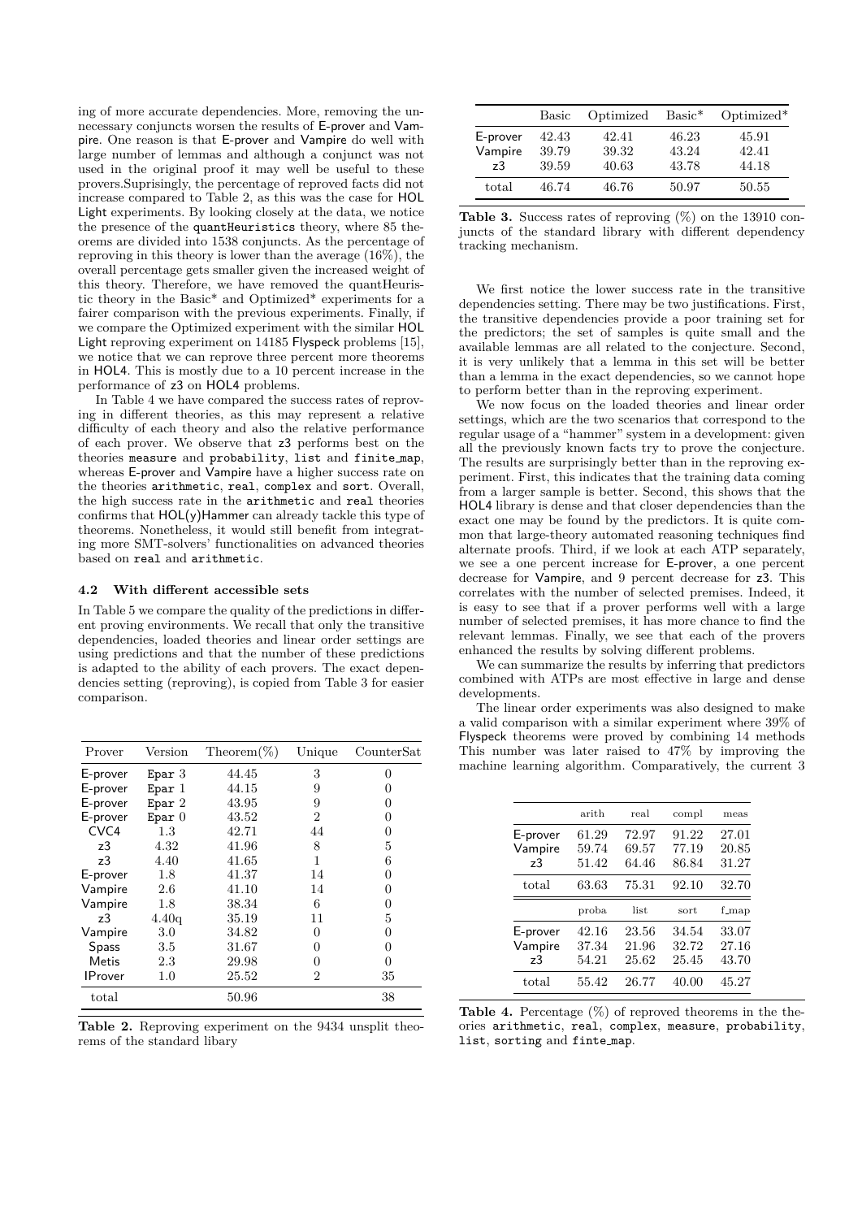ing of more accurate dependencies. More, removing the unnecessary conjuncts worsen the results of E-prover and Vampire. One reason is that E-prover and Vampire do well with large number of lemmas and although a conjunct was not used in the original proof it may well be useful to these provers.Suprisingly, the percentage of reproved facts did not increase compared to Table 2, as this was the case for HOL Light experiments. By looking closely at the data, we notice the presence of the quantHeuristics theory, where 85 theorems are divided into 1538 conjuncts. As the percentage of reproving in this theory is lower than the average (16%), the overall percentage gets smaller given the increased weight of this theory. Therefore, we have removed the quantHeuristic theory in the Basic* and Optimized* experiments for a fairer comparison with the previous experiments. Finally, if we compare the Optimized experiment with the similar HOL Light reproving experiment on 14185 Flyspeck problems [15], we notice that we can reprove three percent more theorems in HOL4. This is mostly due to a 10 percent increase in the performance of z3 on HOL4 problems.

In Table 4 we have compared the success rates of reproving in different theories, as this may represent a relative difficulty of each theory and also the relative performance of each prover. We observe that z3 performs best on the theories measure and probability, list and finite_map, whereas E-prover and Vampire have a higher success rate on the theories arithmetic, real, complex and sort. Overall, the high success rate in the arithmetic and real theories confirms that HOL(y)Hammer can already tackle this type of theorems. Nonetheless, it would still benefit from integrating more SMT-solvers' functionalities on advanced theories based on real and arithmetic.

### 4.2 With different accessible sets

In Table 5 we compare the quality of the predictions in different proving environments. We recall that only the transitive dependencies, loaded theories and linear order settings are using predictions and that the number of these predictions is adapted to the ability of each provers. The exact dependencies setting (reproving), is copied from Table 3 for easier comparison.

| Prover | Version | Theorem(%) | Unique | CounterSat |
|---|---|---|---|---|
| E-prover | Epar 3 | 44.45 | 3 | 0 |
| E-prover | Epar 1 | 44.15 | 9 | 0 |
| E-prover | Epar 2 | 43.95 | 9 | 0 |
| E-prover | Epar 0 | 43.52 | 2 | 0 |
| CVC4 | 1.3 | 42.71 | 44 | 0 |
| z3 | 4.32 | 41.96 | 8 | 5 |
| z3 | 4.40 | 41.65 | 1 | 6 |
| E-prover | 1.8 | 41.37 | 14 | 0 |
| Vampire | 2.6 | 41.10 | 14 | 0 |
| Vampire | 1.8 | 38.34 | 6 | 0 |
| z3 | 4.40q | 35.19 | 11 | 5 |
| Vampire | 3.0 | 34.82 | 0 | 0 |
| Spass | 3.5 | 31.67 | 0 | 0 |
| Metis | 2.3 | 29.98 | 0 | 0 |
| IProver | 1.0 | 25.52 | 2 | 35 |
| total | | 50.96 | | 38 |

**Table 2.** Reproving experiment on the 9434 unsplit theorems of the standard libary

| | Basic | Optimized | Basic* | Optimized* |
|---|---|---|---|---|
| E-prover | 42.43 | 42.41 | 46.23 | 45.91 |
| Vampire | 39.79 | 39.32 | 43.24 | 42.41 |
| z3 | 39.59 | 40.63 | 43.78 | 44.18 |
| total | 46.74 | 46.76 | 50.97 | 50.55 |

**Table 3.** Success rates of reproving (%) on the 13910 conjuncts of the standard library with different dependency tracking mechanism.

We first notice the lower success rate in the transitive dependencies setting. There may be two justifications. First, the transitive dependencies provide a poor training set for the predictors; the set of samples is quite small and the available lemmas are all related to the conjecture. Second, it is very unlikely that a lemma in this set will be better than a lemma in the exact dependencies, so we cannot hope to perform better than in the reproving experiment.

We now focus on the loaded theories and linear order settings, which are the two scenarios that correspond to the regular usage of a "hammer" system in a development: given all the previously known facts try to prove the conjecture. The results are surprisingly better than in the reproving experiment. First, this indicates that the training data coming from a larger sample is better. Second, this shows that the HOL4 library is dense and that closer dependencies than the exact one may be found by the predictors. It is quite common that large-theory automated reasoning techniques find alternate proofs. Third, if we look at each ATP separately, we see a one percent increase for E-prover, a one percent decrease for Vampire, and 9 percent decrease for z3. This correlates with the number of selected premises. Indeed, it is easy to see that if a prover performs well with a large number of selected premises, it has more chance to find the relevant lemmas. Finally, we see that each of the provers enhanced the results by solving different problems.

We can summarize the results by inferring that predictors combined with ATPs are most effective in large and dense developments.

The linear order experiments was also designed to make a valid comparison with a similar experiment where 39% of Flyspeck theorems were proved by combining 14 methods This number was later raised to 47% by improving the machine learning algorithm. Comparatively, the current 3

| | arith | real | compl | meas |
|---|---|---|---|---|
| E-prover | 61.29 | 72.97 | 91.22 | 27.01 |
| Vampire | 59.74 | 69.57 | 77.19 | 20.85 |
| z3 | 51.42 | 64.46 | 86.84 | 31.27 |
| total | 63.63 | 75.31 | 92.10 | 32.70 |
| | **proba** | **list** | **sort** | **f_map** |
| E-prover | 42.16 | 23.56 | 34.54 | 33.07 |
| Vampire | 37.34 | 21.96 | 32.72 | 27.16 |
| z3 | 54.21 | 25.62 | 25.45 | 43.70 |
| total | 55.42 | 26.77 | 40.00 | 45.27 |

**Table 4.** Percentage (%) of reproved theorems in the theories arithmetic, real, complex, measure, probability, list, sorting and finte_map.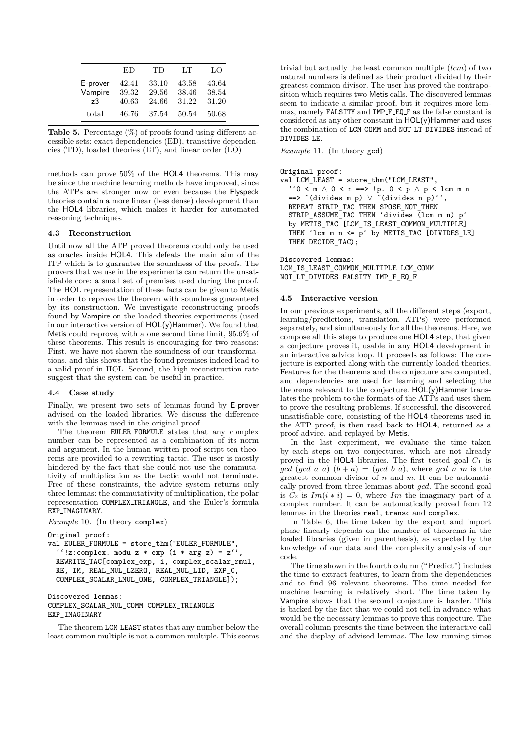|  | ED | TD | LT | LO |
|---|---|---|---|---|
| E-prover | 42.41 | 33.10 | 43.58 | 43.64 |
| Vampire | 39.32 | 29.56 | 38.46 | 38.54 |
| z3 | 40.63 | 24.66 | 31.22 | 31.20 |
| total | 46.76 | 37.54 | 50.54 | 50.68 |

**Table 5.** Percentage (%) of proofs found using different accessible sets: exact dependencies (ED), transitive dependencies (TD), loaded theories (LT), and linear order (LO)

methods can prove 50% of the HOL4 theorems. This may be since the machine learning methods have improved, since the ATPs are stronger now or even because the Flyspeck theories contain a more linear (less dense) development than the HOL4 libraries, which makes it harder for automated reasoning techniques.

### 4.3 Reconstruction

Until now all the ATP proved theorems could only be used as oracles inside HOL4. This defeats the main aim of the ITP which is to guarantee the soundness of the proofs. The provers that we use in the experiments can return the unsatisfiable core: a small set of premises used during the proof. The HOL representation of these facts can be given to Metis in order to reprove the theorem with soundness guaranteed by its construction. We investigate reconstructing proofs found by Vampire on the loaded theories experiments (used in our interactive version of HOL(y)Hammer). We found that Metis could reprove, with a one second time limit, 95.6% of these theorems. This result is encouraging for two reasons: First, we have not shown the soundness of our transformations, and this shows that the found premises indeed lead to a valid proof in HOL. Second, the high reconstruction rate suggest that the system can be useful in practice.

### 4.4 Case study

Finally, we present two sets of lemmas found by E-prover advised on the loaded libraries. We discuss the difference with the lemmas used in the original proof.

The theorem EULER_FORMULE states that any complex number can be represented as a combination of its norm and argument. In the human-written proof script ten theorems are provided to a rewriting tactic. The user is mostly hindered by the fact that she could not use the commutativity of multiplication as the tactic would not terminate. Free of these constraints, the advice system returns only three lemmas: the commutativity of multiplication, the polar representation COMPLEX_TRIANGLE, and the Euler's formula EXP_IMAGINARY.

*Example* 10. (In theory complex)

```
Original proof:
val EULER_FORMULE = store_thm("EULER_FORMULE",
  ``!z:complex. modu z * exp (i * arg z) = z``,
  REWRITE_TAC[complex_exp, i, complex_scalar_rmul,
  RE, IM, REAL_MUL_LZERO, REAL_MUL_LID, EXP_0,
  COMPLEX_SCALAR_LMUL_ONE, COMPLEX_TRIANGLE]);

Discovered lemmas:
COMPLEX_SCALAR_MUL_COMM COMPLEX_TRIANGLE
EXP_IMAGINARY
```

The theorem LCM_LEAST states that any number below the least common multiple is not a common multiple. This seems trivial but actually the least common multiple ($lcm$) of two natural numbers is defined as their product divided by their greatest common divisor. The user has proved the contraposition which requires two Metis calls. The discovered lemmas seem to indicate a similar proof, but it requires more lemmas, namely FALSITY and IMP_F_EQ_F as the false constant is considered as any other constant in HOL(y)Hammer and uses the combination of LCM_COMM and NOT_LT_DIVIDES instead of DIVIDES_LE.

*Example* 11. (In theory gcd)

```
Original proof:
val LCM_LEAST = store_thm("LCM_LEAST",
  ``0 < m ∧ 0 < n ==> !p. 0 < p ∧ p < lcm m n
  ==> ~(divides m p) ∨ ~(divides n p)``,
  REPEAT STRIP_TAC THEN SPOSE_NOT_THEN
  STRIP_ASSUME_TAC THEN `divides (lcm m n) p`
  by METIS_TAC [LCM_IS_LEAST_COMMON_MULTIPLE]
  THEN `lcm m n <= p` by METIS_TAC [DIVIDES_LE]
  THEN DECIDE_TAC);

Discovered lemmas:
LCM_IS_LEAST_COMMON_MULTIPLE LCM_COMM
NOT_LT_DIVIDES FALSITY IMP_F_EQ_F
```

### 4.5 Interactive version

In our previous experiments, all the different steps (export, learning/predictions, translation, ATPs) were performed separately, and simultaneously for all the theorems. Here, we compose all this steps to produce one HOL4 step, that given a conjecture proves it, usable in any HOL4 development in an interactive advice loop. It proceeds as follows: The conjecture is exported along with the currently loaded theories. Features for the theorems and the conjecture are computed, and dependencies are used for learning and selecting the theorems relevant to the conjecture. HOL(y)Hammer translates the problem to the formats of the ATPs and uses them to prove the resulting problems. If successful, the discovered unsatisfiable core, consisting of the HOL4 theorems used in the ATP proof, is then read back to HOL4, returned as a proof advice, and replayed by Metis.

In the last experiment, we evaluate the time taken by each steps on two conjectures, which are not already proved in the HOL4 libraries. The first tested goal $C_1$ is $gcd\ (gcd\ a\ a)\ (b + a) = (gcd\ b\ a)$, where $gcd\ n\ m$ is the greatest common divisor of $n$ and $m$. It can be automatically proved from three lemmas about $gcd$. The second goal is $C_2$ is $Im(i * i) = 0$, where $Im$ the imaginary part of a complex number. It can be automatically proved from 12 lemmas in the theories real, transc and complex.

In Table 6, the time taken by the export and import phase linearly depends on the number of theorems in the loaded libraries (given in parenthesis), as expected by the knowledge of our data and the complexity analysis of our code.

The time shown in the fourth column ("Predict") includes the time to extract features, to learn from the dependencies and to find 96 relevant theorems. The time needed for machine learning is relatively short. The time taken by Vampire shows that the second conjecture is harder. This is backed by the fact that we could not tell in advance what would be the necessary lemmas to prove this conjecture. The overall column presents the time between the interactive call and the display of advised lemmas. The low running times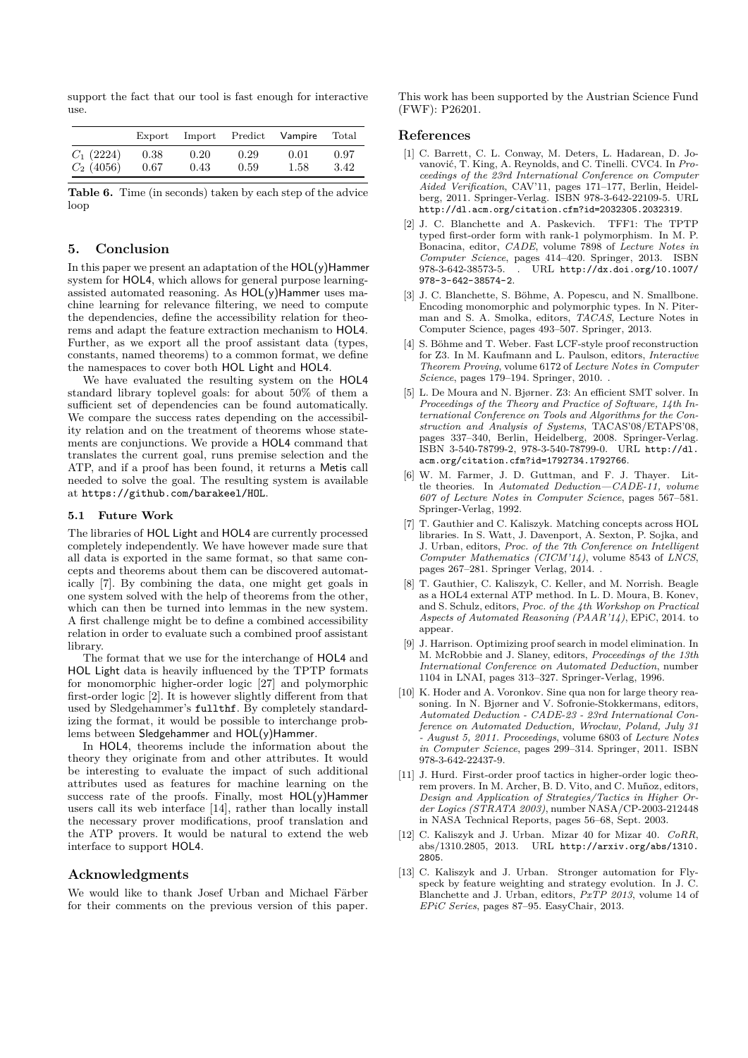support the fact that our tool is fast enough for interactive use.

| | Export | Import | Predict | Vampire | Total |
|---|---|---|---|---|---|
| $C_1$ (2224) | 0.38 | 0.20 | 0.29 | 0.01 | 0.97 |
| $C_2$ (4056) | 0.67 | 0.43 | 0.59 | 1.58 | 3.42 |

**Table 6.** Time (in seconds) taken by each step of the advice loop

## 5. Conclusion

In this paper we present an adaptation of the HOL(y)Hammer system for HOL4, which allows for general purpose learning-assisted automated reasoning. As HOL(y)Hammer uses machine learning for relevance filtering, we need to compute the dependencies, define the accessibility relation for theorems and adapt the feature extraction mechanism to HOL4. Further, as we export all the proof assistant data (types, constants, named theorems) to a common format, we define the namespaces to cover both HOL Light and HOL4.

We have evaluated the resulting system on the HOL4 standard library toplevel goals: for about 50% of them a sufficient set of dependencies can be found automatically. We compare the success rates depending on the accessibility relation and on the treatment of theorems whose statements are conjunctions. We provide a HOL4 command that translates the current goal, runs premise selection and the ATP, and if a proof has been found, it returns a Metis call needed to solve the goal. The resulting system is available at https://github.com/barakeel/HOL.

### 5.1 Future Work

The libraries of HOL Light and HOL4 are currently processed completely independently. We have however made sure that all data is exported in the same format, so that same concepts and theorems about them can be discovered automatically [7]. By combining the data, one might get goals in one system solved with the help of theorems from the other, which can then be turned into lemmas in the new system. A first challenge might be to define a combined accessibility relation in order to evaluate such a combined proof assistant library.

The format that we use for the interchange of HOL4 and HOL Light data is heavily influenced by the TPTP formats for monomorphic higher-order logic [27] and polymorphic first-order logic [2]. It is however slightly different from that used by Sledgehammer's `fullthf`. By completely standardizing the format, it would be possible to interchange problems between Sledgehammer and HOL(y)Hammer.

In HOL4, theorems include the information about the theory they originate from and other attributes. It would be interesting to evaluate the impact of such additional attributes used as features for machine learning on the success rate of the proofs. Finally, most HOL(y)Hammer users call its web interface [14], rather than locally install the necessary prover modifications, proof translation and the ATP provers. It would be natural to extend the web interface to support HOL4.

## Acknowledgments

We would like to thank Josef Urban and Michael Färber for their comments on the previous version of this paper.

This work has been supported by the Austrian Science Fund (FWF): P26201.

## References

[1] C. Barrett, C. L. Conway, M. Deters, L. Hadarean, D. Jovanović, T. King, A. Reynolds, and C. Tinelli. CVC4. In *Proceedings of the 23rd International Conference on Computer Aided Verification*, CAV'11, pages 171–177, Berlin, Heidelberg, 2011. Springer-Verlag. ISBN 978-3-642-22109-5. URL http://dl.acm.org/citation.cfm?id=2032305.2032319.

[2] J. C. Blanchette and A. Paskevich. TFF1: The TPTP typed first-order form with rank-1 polymorphism. In M. P. Bonacina, editor, *CADE*, volume 7898 of *Lecture Notes in Computer Science*, pages 414–420. Springer, 2013. ISBN 978-3-642-38573-5. . URL http://dx.doi.org/10.1007/978-3-642-38574-2.

[3] J. C. Blanchette, S. Böhme, A. Popescu, and N. Smallbone. Encoding monomorphic and polymorphic types. In N. Piterman and S. A. Smolka, editors, *TACAS*, Lecture Notes in Computer Science, pages 493–507. Springer, 2013.

[4] S. Böhme and T. Weber. Fast LCF-style proof reconstruction for Z3. In M. Kaufmann and L. Paulson, editors, *Interactive Theorem Proving*, volume 6172 of *Lecture Notes in Computer Science*, pages 179–194. Springer, 2010. .

[5] L. De Moura and N. Bjørner. Z3: An efficient SMT solver. In *Proceedings of the Theory and Practice of Software, 14th International Conference on Tools and Algorithms for the Construction and Analysis of Systems*, TACAS'08/ETAPS'08, pages 337–340, Berlin, Heidelberg, 2008. Springer-Verlag. ISBN 3-540-78799-2, 978-3-540-78799-0. URL http://dl.acm.org/citation.cfm?id=1792734.1792766.

[6] W. M. Farmer, J. D. Guttman, and F. J. Thayer. Little theories. In *Automated Deduction—CADE-11, volume 607 of Lecture Notes in Computer Science*, pages 567–581. Springer-Verlag, 1992.

[7] T. Gauthier and C. Kaliszyk. Matching concepts across HOL libraries. In S. Watt, J. Davenport, A. Sexton, P. Sojka, and J. Urban, editors, *Proc. of the 7th Conference on Intelligent Computer Mathematics (CICM'14)*, volume 8543 of *LNCS*, pages 267–281. Springer Verlag, 2014. .

[8] T. Gauthier, C. Kaliszyk, C. Keller, and M. Norrish. Beagle as a HOL4 external ATP method. In L. D. Moura, B. Konev, and S. Schulz, editors, *Proc. of the 4th Workshop on Practical Aspects of Automated Reasoning (PAAR'14)*, EPiC, 2014. to appear.

[9] J. Harrison. Optimizing proof search in model elimination. In M. McRobbie and J. Slaney, editors, *Proceedings of the 13th International Conference on Automated Deduction*, number 1104 in LNAI, pages 313–327. Springer-Verlag, 1996.

[10] K. Hoder and A. Voronkov. Sine qua non for large theory reasoning. In N. Bjørner and V. Sofronie-Stokkermans, editors, *Automated Deduction - CADE-23 - 23rd International Conference on Automated Deduction, Wrocław, Poland, July 31 - August 5, 2011. Proceedings*, volume 6803 of *Lecture Notes in Computer Science*, pages 299–314. Springer, 2011. ISBN 978-3-642-22437-9.

[11] J. Hurd. First-order proof tactics in higher-order logic theorem provers. In M. Archer, B. D. Vito, and C. Muñoz, editors, *Design and Application of Strategies/Tactics in Higher Order Logics (STRATA 2003)*, number NASA/CP-2003-212448 in NASA Technical Reports, pages 56–68, Sept. 2003.

[12] C. Kaliszyk and J. Urban. Mizar 40 for Mizar 40. *CoRR*, abs/1310.2805, 2013. URL http://arxiv.org/abs/1310.2805.

[13] C. Kaliszyk and J. Urban. Stronger automation for Flyspeck by feature weighting and strategy evolution. In J. C. Blanchette and J. Urban, editors, *PxTP 2013*, volume 14 of *EPiC Series*, pages 87–95. EasyChair, 2013.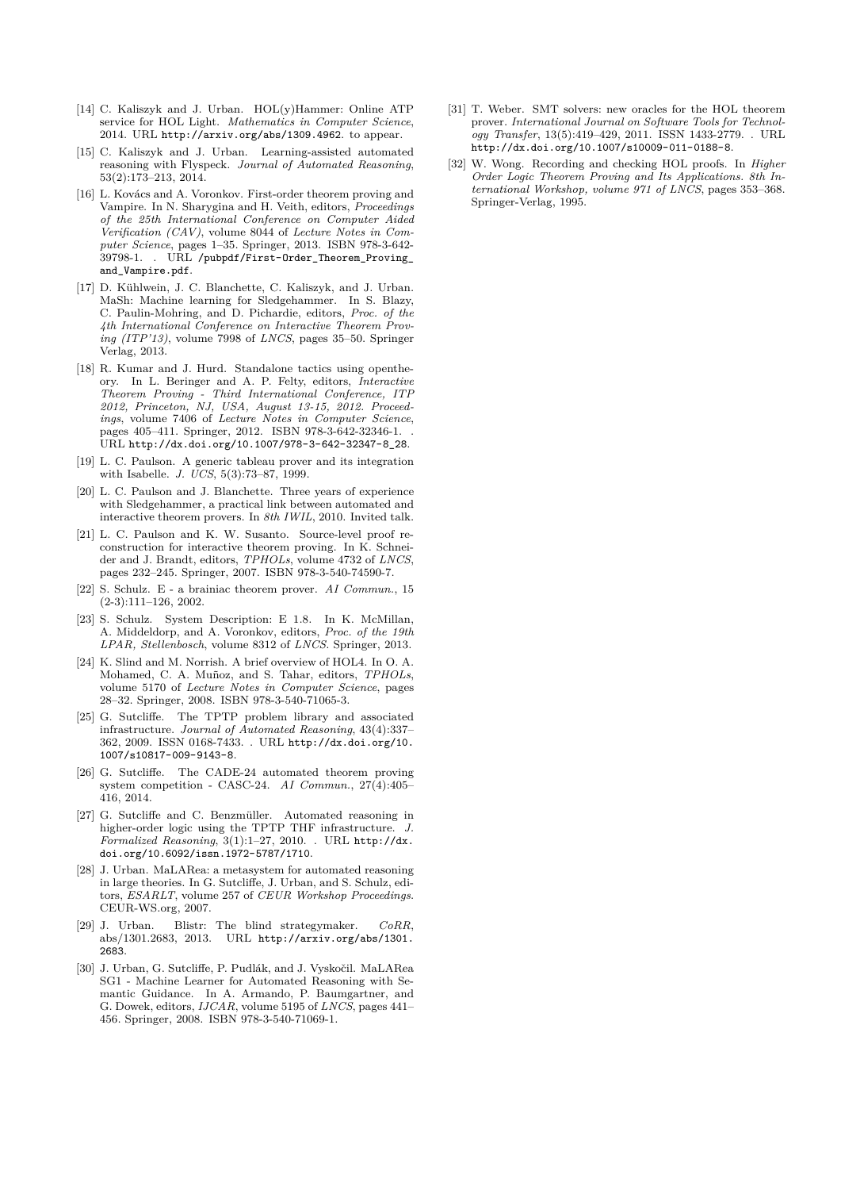- [14] C. Kaliszyk and J. Urban. HOL(y)Hammer: Online ATP service for HOL Light. *Mathematics in Computer Science*, 2014. URL http://arxiv.org/abs/1309.4962. to appear.
- [15] C. Kaliszyk and J. Urban. Learning-assisted automated reasoning with Flyspeck. *Journal of Automated Reasoning*, 53(2):173–213, 2014.
- [16] L. Kovács and A. Voronkov. First-order theorem proving and Vampire. In N. Sharygina and H. Veith, editors, *Proceedings of the 25th International Conference on Computer Aided Verification (CAV)*, volume 8044 of *Lecture Notes in Computer Science*, pages 1–35. Springer, 2013. ISBN 978-3-642-39798-1. . URL /pubpdf/First-Order_Theorem_Proving_and_Vampire.pdf.
- [17] D. Kühlwein, J. C. Blanchette, C. Kaliszyk, and J. Urban. MaSh: Machine learning for Sledgehammer. In S. Blazy, C. Paulin-Mohring, and D. Pichardie, editors, *Proc. of the 4th International Conference on Interactive Theorem Proving (ITP'13)*, volume 7998 of *LNCS*, pages 35–50. Springer Verlag, 2013.
- [18] R. Kumar and J. Hurd. Standalone tactics using opentheory. In L. Beringer and A. P. Felty, editors, *Interactive Theorem Proving - Third International Conference, ITP 2012, Princeton, NJ, USA, August 13-15, 2012. Proceedings*, volume 7406 of *Lecture Notes in Computer Science*, pages 405–411. Springer, 2012. ISBN 978-3-642-32346-1. . URL http://dx.doi.org/10.1007/978-3-642-32347-8_28.
- [19] L. C. Paulson. A generic tableau prover and its integration with Isabelle. *J. UCS*, 5(3):73–87, 1999.
- [20] L. C. Paulson and J. Blanchette. Three years of experience with Sledgehammer, a practical link between automated and interactive theorem provers. In *8th IWIL*, 2010. Invited talk.
- [21] L. C. Paulson and K. W. Susanto. Source-level proof reconstruction for interactive theorem proving. In K. Schneider and J. Brandt, editors, *TPHOLs*, volume 4732 of *LNCS*, pages 232–245. Springer, 2007. ISBN 978-3-540-74590-7.
- [22] S. Schulz. E - a brainiac theorem prover. *AI Commun.*, 15 (2-3):111–126, 2002.
- [23] S. Schulz. System Description: E 1.8. In K. McMillan, A. Middeldorp, and A. Voronkov, editors, *Proc. of the 19th LPAR, Stellenbosch*, volume 8312 of *LNCS*. Springer, 2013.
- [24] K. Slind and M. Norrish. A brief overview of HOL4. In O. A. Mohamed, C. A. Muñoz, and S. Tahar, editors, *TPHOLs*, volume 5170 of *Lecture Notes in Computer Science*, pages 28–32. Springer, 2008. ISBN 978-3-540-71065-3.
- [25] G. Sutcliffe. The TPTP problem library and associated infrastructure. *Journal of Automated Reasoning*, 43(4):337–362, 2009. ISSN 0168-7433. . URL http://dx.doi.org/10.1007/s10817-009-9143-8.
- [26] G. Sutcliffe. The CADE-24 automated theorem proving system competition - CASC-24. *AI Commun.*, 27(4):405–416, 2014.
- [27] G. Sutcliffe and C. Benzmüller. Automated reasoning in higher-order logic using the TPTP THF infrastructure. *J. Formalized Reasoning*, 3(1):1–27, 2010. . URL http://dx.doi.org/10.6092/issn.1972-5787/1710.
- [28] J. Urban. MaLARea: a metasystem for automated reasoning in large theories. In G. Sutcliffe, J. Urban, and S. Schulz, editors, *ESARLT*, volume 257 of *CEUR Workshop Proceedings*. CEUR-WS.org, 2007.
- [29] J. Urban. Blistr: The blind strategymaker. *CoRR*, abs/1301.2683, 2013. URL http://arxiv.org/abs/1301.2683.
- [30] J. Urban, G. Sutcliffe, P. Pudlák, and J. Vyskočil. MaLARea SG1 - Machine Learner for Automated Reasoning with Semantic Guidance. In A. Armando, P. Baumgartner, and G. Dowek, editors, *IJCAR*, volume 5195 of *LNCS*, pages 441–456. Springer, 2008. ISBN 978-3-540-71069-1.
- [31] T. Weber. SMT solvers: new oracles for the HOL theorem prover. *International Journal on Software Tools for Technology Transfer*, 13(5):419–429, 2011. ISSN 1433-2779. . URL http://dx.doi.org/10.1007/s10009-011-0188-8.
- [32] W. Wong. Recording and checking HOL proofs. In *Higher Order Logic Theorem Proving and Its Applications. 8th International Workshop, volume 971 of LNCS*, pages 353–368. Springer-Verlag, 1995.